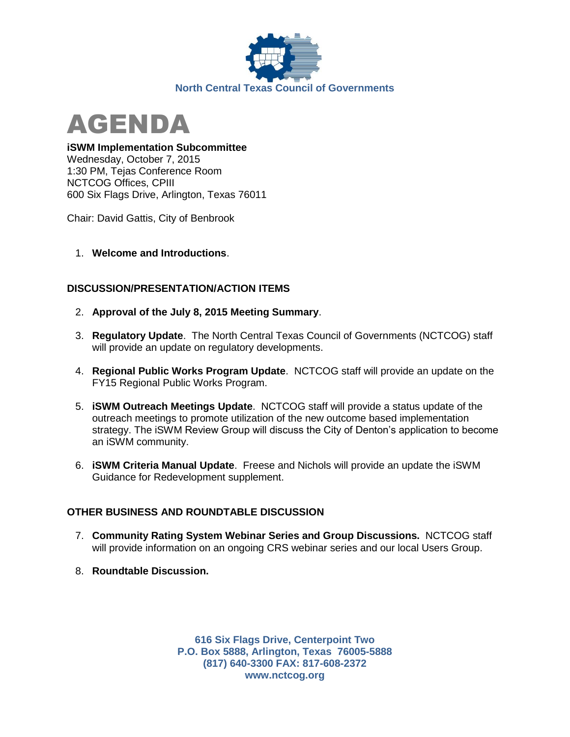North Central Texas Council of Governments

# AGENDA

**iSWM Implementation Subcommittee**
Wednesday, October 7, 2015
1:30 PM, Tejas Conference Room
NCTCOG Offices, CPIII
600 Six Flags Drive, Arlington, Texas 76011

Chair: David Gattis, City of Benbrook

1. **Welcome and Introductions**.

## DISCUSSION/PRESENTATION/ACTION ITEMS

2. **Approval of the July 8, 2015 Meeting Summary**.

3. **Regulatory Update**. The North Central Texas Council of Governments (NCTCOG) staff will provide an update on regulatory developments.

4. **Regional Public Works Program Update**. NCTCOG staff will provide an update on the FY15 Regional Public Works Program.

5. **iSWM Outreach Meetings Update**. NCTCOG staff will provide a status update of the outreach meetings to promote utilization of the new outcome based implementation strategy. The iSWM Review Group will discuss the City of Denton's application to become an iSWM community.

6. **iSWM Criteria Manual Update**. Freese and Nichols will provide an update the iSWM Guidance for Redevelopment supplement.

## OTHER BUSINESS AND ROUNDTABLE DISCUSSION

7. **Community Rating System Webinar Series and Group Discussions.** NCTCOG staff will provide information on an ongoing CRS webinar series and our local Users Group.

8. **Roundtable Discussion.**

**616 Six Flags Drive, Centerpoint Two**
**P.O. Box 5888, Arlington, Texas 76005-5888**
**(817) 640-3300 FAX: 817-608-2372**
**www.nctcog.org**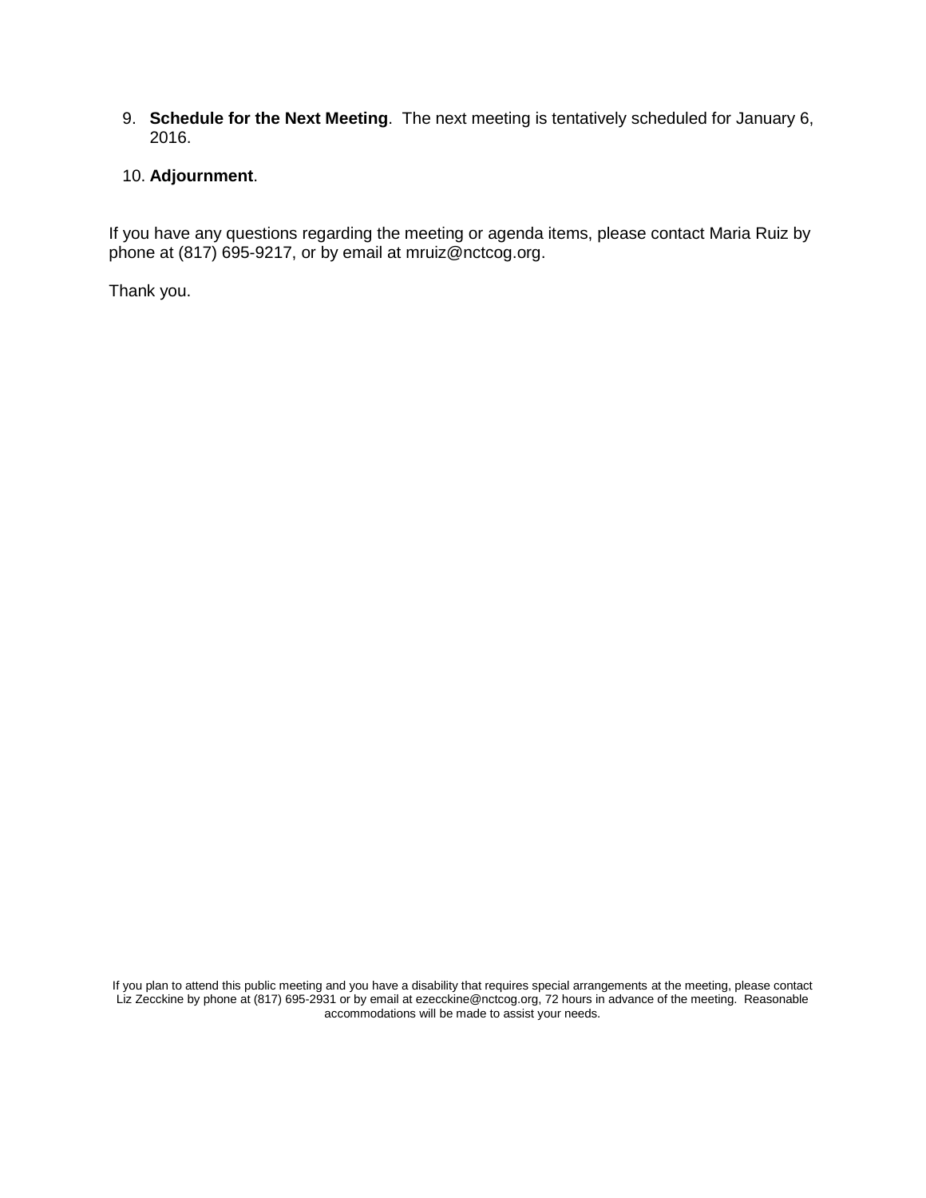9. **Schedule for the Next Meeting**. The next meeting is tentatively scheduled for January 6, 2016.

10. **Adjournment**.

If you have any questions regarding the meeting or agenda items, please contact Maria Ruiz by phone at (817) 695-9217, or by email at mruiz@nctcog.org.

Thank you.

If you plan to attend this public meeting and you have a disability that requires special arrangements at the meeting, please contact Liz Zecckine by phone at (817) 695-2931 or by email at ezecckine@nctcog.org, 72 hours in advance of the meeting. Reasonable accommodations will be made to assist your needs.